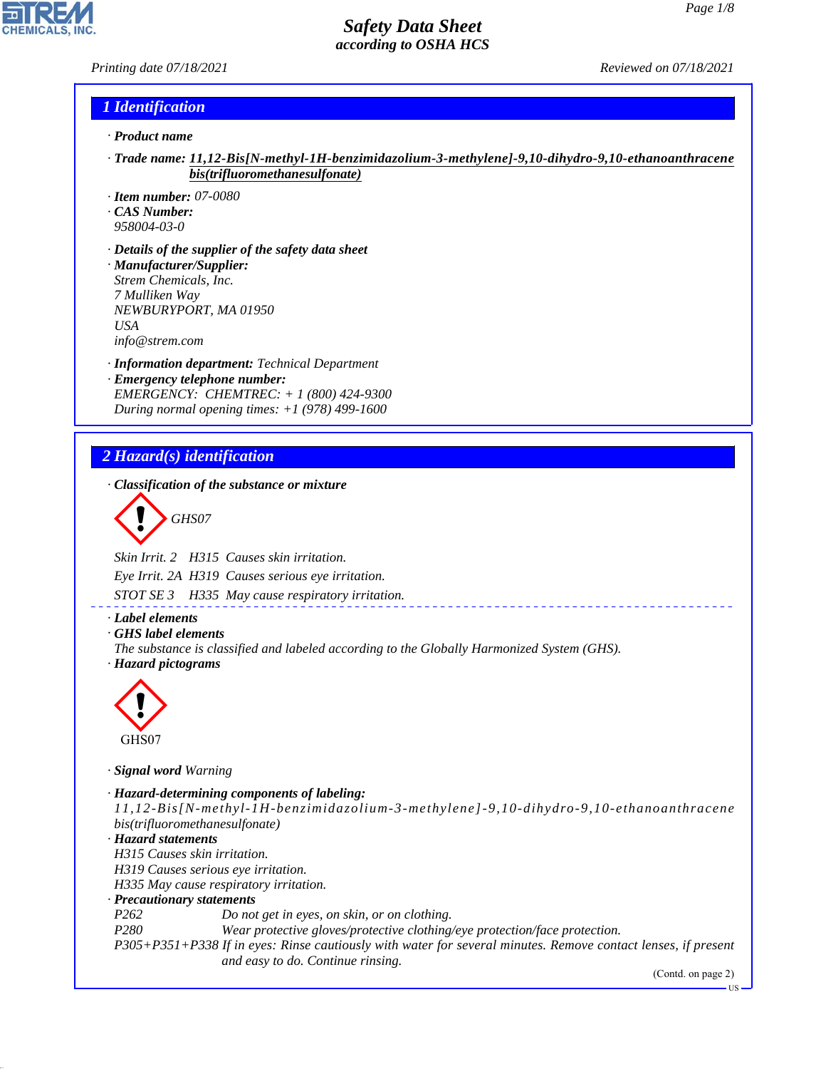# Safety Data Sheet
*according to OSHA HCS*

Printing date 07/18/2021 Reviewed on 07/18/2021

## 1 Identification

· **Product name**

· **Trade name:** 11,12-Bis[N-methyl-1H-benzimidazolium-3-methylene]-9,10-dihydro-9,10-ethanoanthracene bis(trifluoromethanesulfonate)

· **Item number:** 07-0080
· **CAS Number:**
958004-03-0

· **Details of the supplier of the safety data sheet**
· **Manufacturer/Supplier:**
Strem Chemicals, Inc.
7 Mulliken Way
NEWBURYPORT, MA 01950
USA
info@strem.com

· **Information department:** Technical Department
· **Emergency telephone number:**
EMERGENCY: CHEMTREC: + 1 (800) 424-9300
During normal opening times: +1 (978) 499-1600

## 2 Hazard(s) identification

· **Classification of the substance or mixture**

GHS07

Skin Irrit. 2 H315 Causes skin irritation.
Eye Irrit. 2A H319 Causes serious eye irritation.
STOT SE 3 H335 May cause respiratory irritation.

· **Label elements**
· **GHS label elements**
The substance is classified and labeled according to the Globally Harmonized System (GHS).
· **Hazard pictograms**

GHS07

· **Signal word** Warning

· **Hazard-determining components of labeling:**
11,12-Bis[N-methyl-1H-benzimidazolium-3-methylene]-9,10-dihydro-9,10-ethanoanthracene bis(trifluoromethanesulfonate)
· **Hazard statements**
H315 Causes skin irritation.
H319 Causes serious eye irritation.
H335 May cause respiratory irritation.
· **Precautionary statements**
P262 Do not get in eyes, on skin, or on clothing.
P280 Wear protective gloves/protective clothing/eye protection/face protection.
P305+P351+P338 If in eyes: Rinse cautiously with water for several minutes. Remove contact lenses, if present and easy to do. Continue rinsing.

(Contd. on page 2)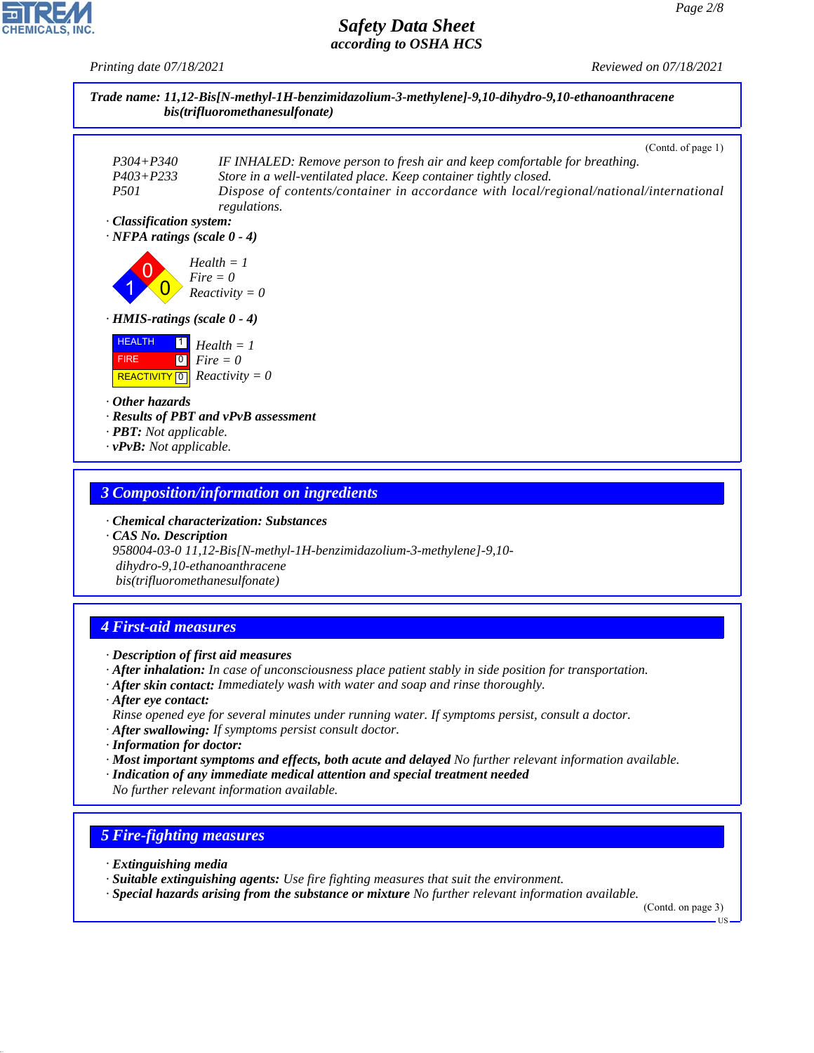**Trade name: 11,12-Bis[N-methyl-1H-benzimidazolium-3-methylene]-9,10-dihydro-9,10-ethanoanthracene bis(trifluoromethanesulfonate)**

(Contd. of page 1)

P304+P340 IF INHALED: Remove person to fresh air and keep comfortable for breathing.
P403+P233 Store in a well-ventilated place. Keep container tightly closed.
P501 Dispose of contents/container in accordance with local/regional/national/international regulations.

· **Classification system:**
· **NFPA ratings (scale 0 - 4)**

Health = 1
Fire = 0
Reactivity = 0

· **HMIS-ratings (scale 0 - 4)**

| HMIS | Rating |
|---|---|
| HEALTH | 1 |
| FIRE | 0 |
| REACTIVITY | 0 |

Health = 1
Fire = 0
Reactivity = 0

· **Other hazards**
· **Results of PBT and vPvB assessment**
· **PBT:** Not applicable.
· **vPvB:** Not applicable.

## 3 Composition/information on ingredients

· **Chemical characterization: Substances**
· **CAS No. Description**
958004-03-0 11,12-Bis[N-methyl-1H-benzimidazolium-3-methylene]-9,10-dihydro-9,10-ethanoanthracene bis(trifluoromethanesulfonate)

## 4 First-aid measures

· **Description of first aid measures**
· **After inhalation:** In case of unconsciousness place patient stably in side position for transportation.
· **After skin contact:** Immediately wash with water and soap and rinse thoroughly.
· **After eye contact:**
Rinse opened eye for several minutes under running water. If symptoms persist, consult a doctor.
· **After swallowing:** If symptoms persist consult doctor.
· **Information for doctor:**
· **Most important symptoms and effects, both acute and delayed** No further relevant information available.
· **Indication of any immediate medical attention and special treatment needed**
No further relevant information available.

## 5 Fire-fighting measures

· **Extinguishing media**
· **Suitable extinguishing agents:** Use fire fighting measures that suit the environment.
· **Special hazards arising from the substance or mixture** No further relevant information available.

(Contd. on page 3)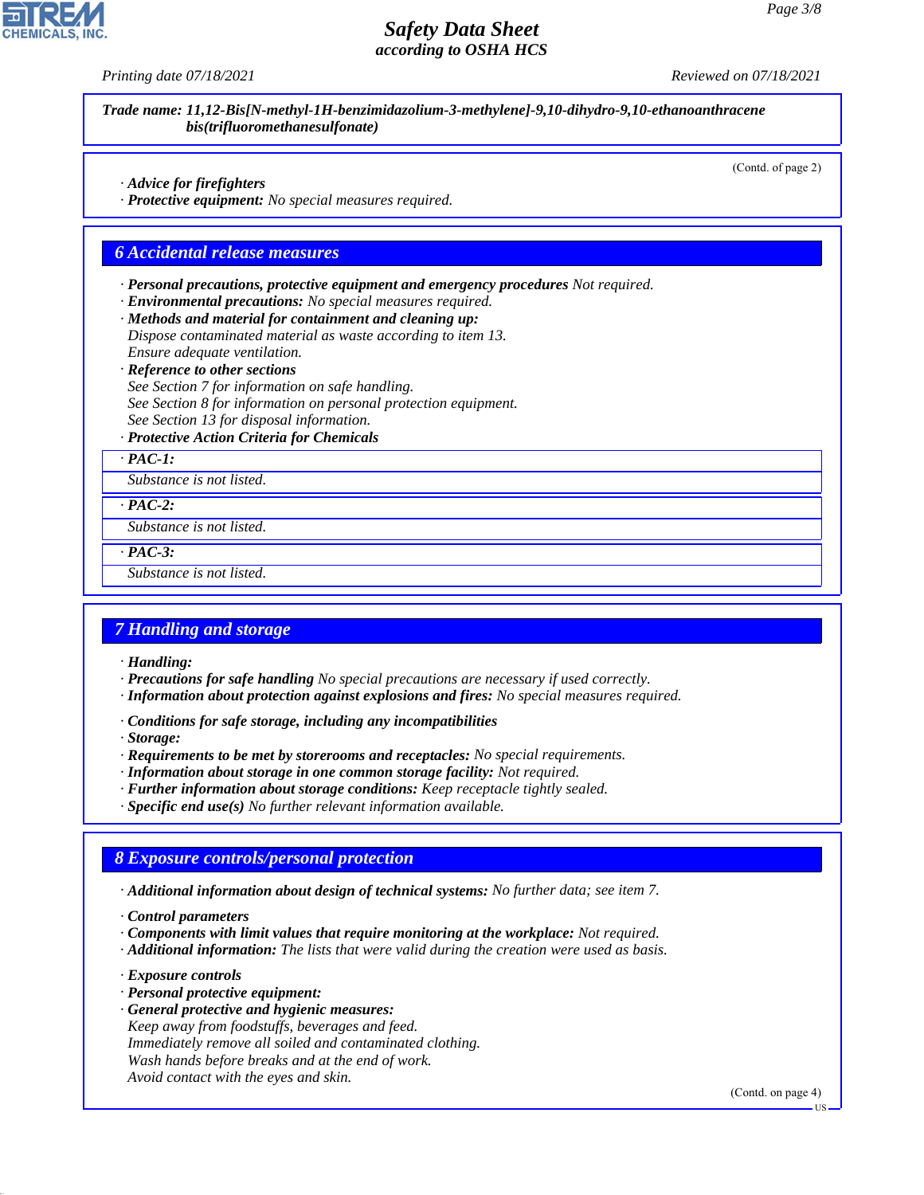**Trade name: 11,12-Bis[N-methyl-1H-benzimidazolium-3-methylene]-9,10-dihydro-9,10-ethanoanthracene bis(trifluoromethanesulfonate)**

(Contd. of page 2)

· ***Advice for firefighters***
· ***Protective equipment:*** *No special measures required.*

## 6 Accidental release measures

· ***Personal precautions, protective equipment and emergency procedures*** *Not required.*
· ***Environmental precautions:*** *No special measures required.*
· ***Methods and material for containment and cleaning up:***
*Dispose contaminated material as waste according to item 13.*
*Ensure adequate ventilation.*
· ***Reference to other sections***
*See Section 7 for information on safe handling.*
*See Section 8 for information on personal protection equipment.*
*See Section 13 for disposal information.*
· ***Protective Action Criteria for Chemicals***

· ***PAC-1:***
*Substance is not listed.*

· ***PAC-2:***
*Substance is not listed.*

· ***PAC-3:***
*Substance is not listed.*

## 7 Handling and storage

· ***Handling:***
· ***Precautions for safe handling*** *No special precautions are necessary if used correctly.*
· ***Information about protection against explosions and fires:*** *No special measures required.*

· ***Conditions for safe storage, including any incompatibilities***
· ***Storage:***
· ***Requirements to be met by storerooms and receptacles:*** *No special requirements.*
· ***Information about storage in one common storage facility:*** *Not required.*
· ***Further information about storage conditions:*** *Keep receptacle tightly sealed.*
· ***Specific end use(s)*** *No further relevant information available.*

## 8 Exposure controls/personal protection

· ***Additional information about design of technical systems:*** *No further data; see item 7.*

· ***Control parameters***
· ***Components with limit values that require monitoring at the workplace:*** *Not required.*
· ***Additional information:*** *The lists that were valid during the creation were used as basis.*

· ***Exposure controls***
· ***Personal protective equipment:***
· ***General protective and hygienic measures:***
*Keep away from foodstuffs, beverages and feed.*
*Immediately remove all soiled and contaminated clothing.*
*Wash hands before breaks and at the end of work.*
*Avoid contact with the eyes and skin.*

(Contd. on page 4)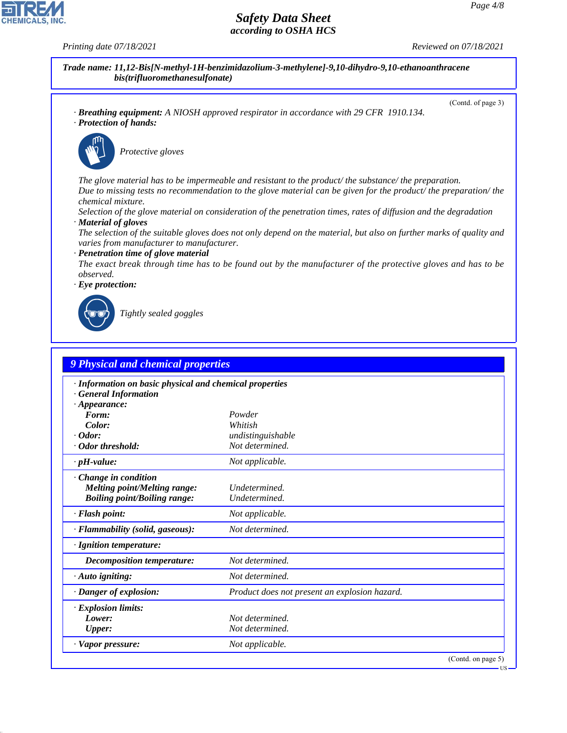**Trade name: 11,12-Bis[N-methyl-1H-benzimidazolium-3-methylene]-9,10-dihydro-9,10-ethanoanthracene bis(trifluoromethanesulfonate)**

(Contd. of page 3)

· **Breathing equipment:** A NIOSH approved respirator in accordance with 29 CFR 1910.134.

· **Protection of hands:**

Protective gloves

The glove material has to be impermeable and resistant to the product/ the substance/ the preparation.
Due to missing tests no recommendation to the glove material can be given for the product/ the preparation/ the chemical mixture.
Selection of the glove material on consideration of the penetration times, rates of diffusion and the degradation

· **Material of gloves**
The selection of the suitable gloves does not only depend on the material, but also on further marks of quality and varies from manufacturer to manufacturer.

· **Penetration time of glove material**
The exact break through time has to be found out by the manufacturer of the protective gloves and has to be observed.

· **Eye protection:**

Tightly sealed goggles

## 9 Physical and chemical properties

| | |
|---|---|
| · **Information on basic physical and chemical properties** | |
| · **General Information** | |
| · **Appearance:** | |
| **Form:** | Powder |
| **Color:** | Whitish |
| · **Odor:** | undistinguishable |
| · **Odor threshold:** | Not determined. |
| · **pH-value:** | Not applicable. |
| · **Change in condition** | |
| **Melting point/Melting range:** | Undetermined. |
| **Boiling point/Boiling range:** | Undetermined. |
| · **Flash point:** | Not applicable. |
| · **Flammability (solid, gaseous):** | Not determined. |
| · **Ignition temperature:** | |
| **Decomposition temperature:** | Not determined. |
| · **Auto igniting:** | Not determined. |
| · **Danger of explosion:** | Product does not present an explosion hazard. |
| · **Explosion limits:** | |
| **Lower:** | Not determined. |
| **Upper:** | Not determined. |
| · **Vapor pressure:** | Not applicable. |

(Contd. on page 5)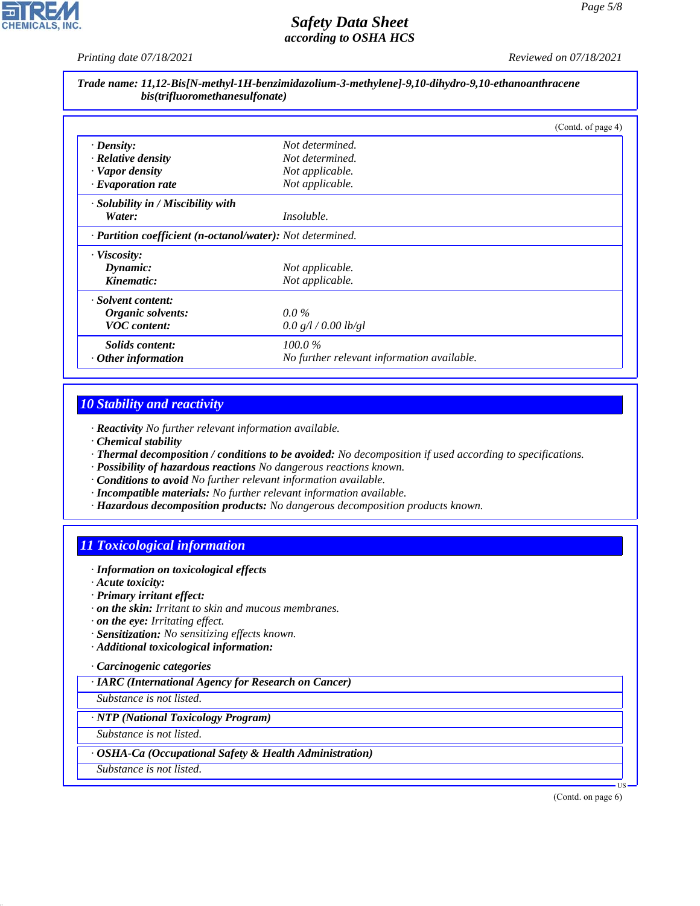**Trade name: 11,12-Bis[N-methyl-1H-benzimidazolium-3-methylene]-9,10-dihydro-9,10-ethanoanthracene bis(trifluoromethanesulfonate)**

(Contd. of page 4)

| | |
|---|---|
| · **Density:** | *Not determined.* |
| · **Relative density** | *Not determined.* |
| · **Vapor density** | *Not applicable.* |
| · **Evaporation rate** | *Not applicable.* |
| · **Solubility in / Miscibility with** | |
| **Water:** | *Insoluble.* |
| · **Partition coefficient (n-octanol/water):** | *Not determined.* |
| · **Viscosity:** | |
| **Dynamic:** | *Not applicable.* |
| **Kinematic:** | *Not applicable.* |
| · **Solvent content:** | |
| **Organic solvents:** | *0.0 %* |
| **VOC content:** | *0.0 g/l / 0.00 lb/gl* |
| **Solids content:** | *100.0 %* |
| · **Other information** | *No further relevant information available.* |

## 10 Stability and reactivity

· **Reactivity** *No further relevant information available.*
· **Chemical stability**
· **Thermal decomposition / conditions to be avoided:** *No decomposition if used according to specifications.*
· **Possibility of hazardous reactions** *No dangerous reactions known.*
· **Conditions to avoid** *No further relevant information available.*
· **Incompatible materials:** *No further relevant information available.*
· **Hazardous decomposition products:** *No dangerous decomposition products known.*

## 11 Toxicological information

· **Information on toxicological effects**
· **Acute toxicity:**
· **Primary irritant effect:**
· **on the skin:** *Irritant to skin and mucous membranes.*
· **on the eye:** *Irritating effect.*
· **Sensitization:** *No sensitizing effects known.*
· **Additional toxicological information:**

· **Carcinogenic categories**

· **IARC (International Agency for Research on Cancer)**

*Substance is not listed.*

· **NTP (National Toxicology Program)**

*Substance is not listed.*

· **OSHA-Ca (Occupational Safety & Health Administration)**

*Substance is not listed.*

(Contd. on page 6)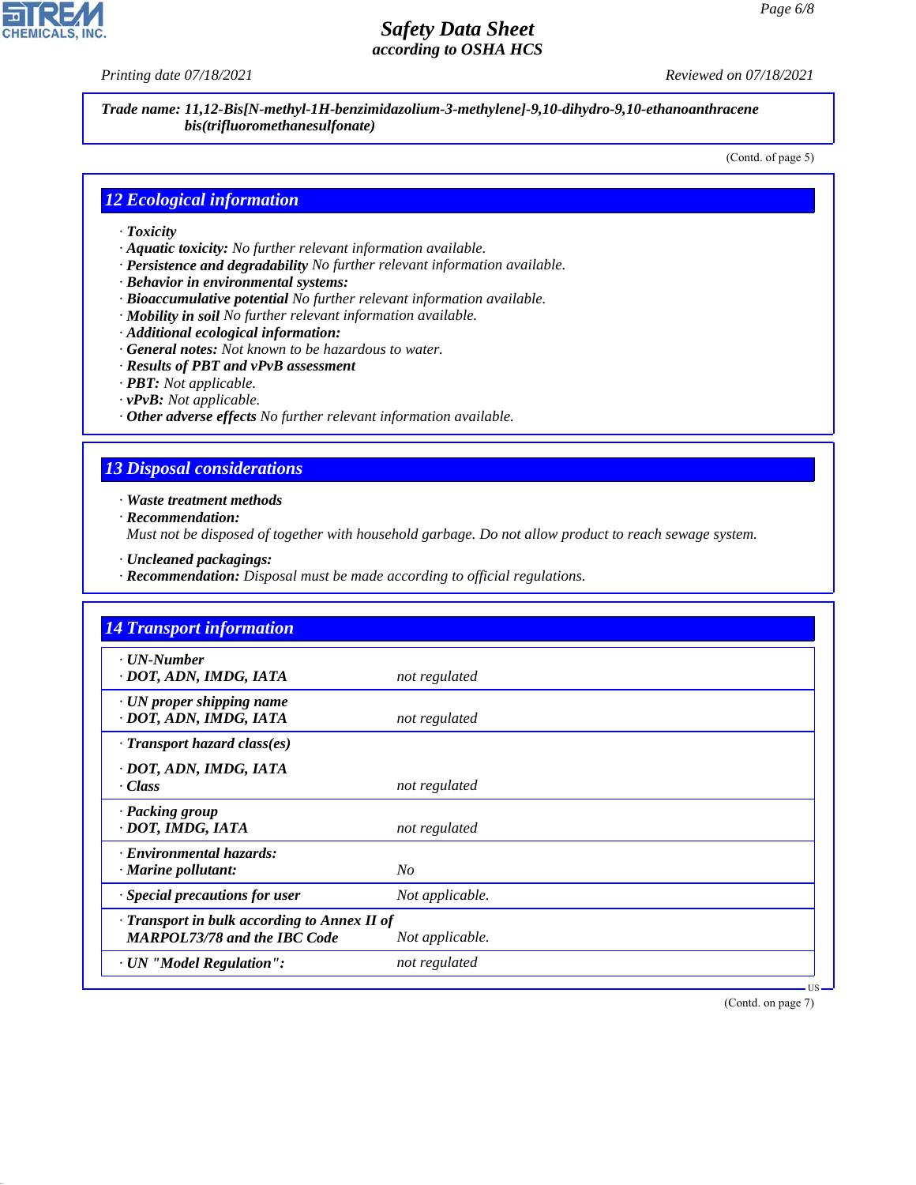**Trade name: 11,12-Bis[N-methyl-1H-benzimidazolium-3-methylene]-9,10-dihydro-9,10-ethanoanthracene bis(trifluoromethanesulfonate)**

(Contd. of page 5)

## 12 Ecological information

- **Toxicity**
- **Aquatic toxicity:** No further relevant information available.
- **Persistence and degradability** No further relevant information available.
- **Behavior in environmental systems:**
- **Bioaccumulative potential** No further relevant information available.
- **Mobility in soil** No further relevant information available.
- **Additional ecological information:**
- **General notes:** Not known to be hazardous to water.
- **Results of PBT and vPvB assessment**
- **PBT:** Not applicable.
- **vPvB:** Not applicable.
- **Other adverse effects** No further relevant information available.

## 13 Disposal considerations

- **Waste treatment methods**
- **Recommendation:**
  Must not be disposed of together with household garbage. Do not allow product to reach sewage system.
- **Uncleaned packagings:**
- **Recommendation:** Disposal must be made according to official regulations.

## 14 Transport information

| | |
|---|---|
| **UN-Number** | |
| **DOT, ADN, IMDG, IATA** | not regulated |
| **UN proper shipping name** | |
| **DOT, ADN, IMDG, IATA** | not regulated |
| **Transport hazard class(es)** | |
| **DOT, ADN, IMDG, IATA** | |
| **Class** | not regulated |
| **Packing group** | |
| **DOT, IMDG, IATA** | not regulated |
| **Environmental hazards:** | |
| **Marine pollutant:** | No |
| **Special precautions for user** | Not applicable. |
| **Transport in bulk according to Annex II of MARPOL73/78 and the IBC Code** | Not applicable. |
| **UN "Model Regulation":** | not regulated |

(Contd. on page 7)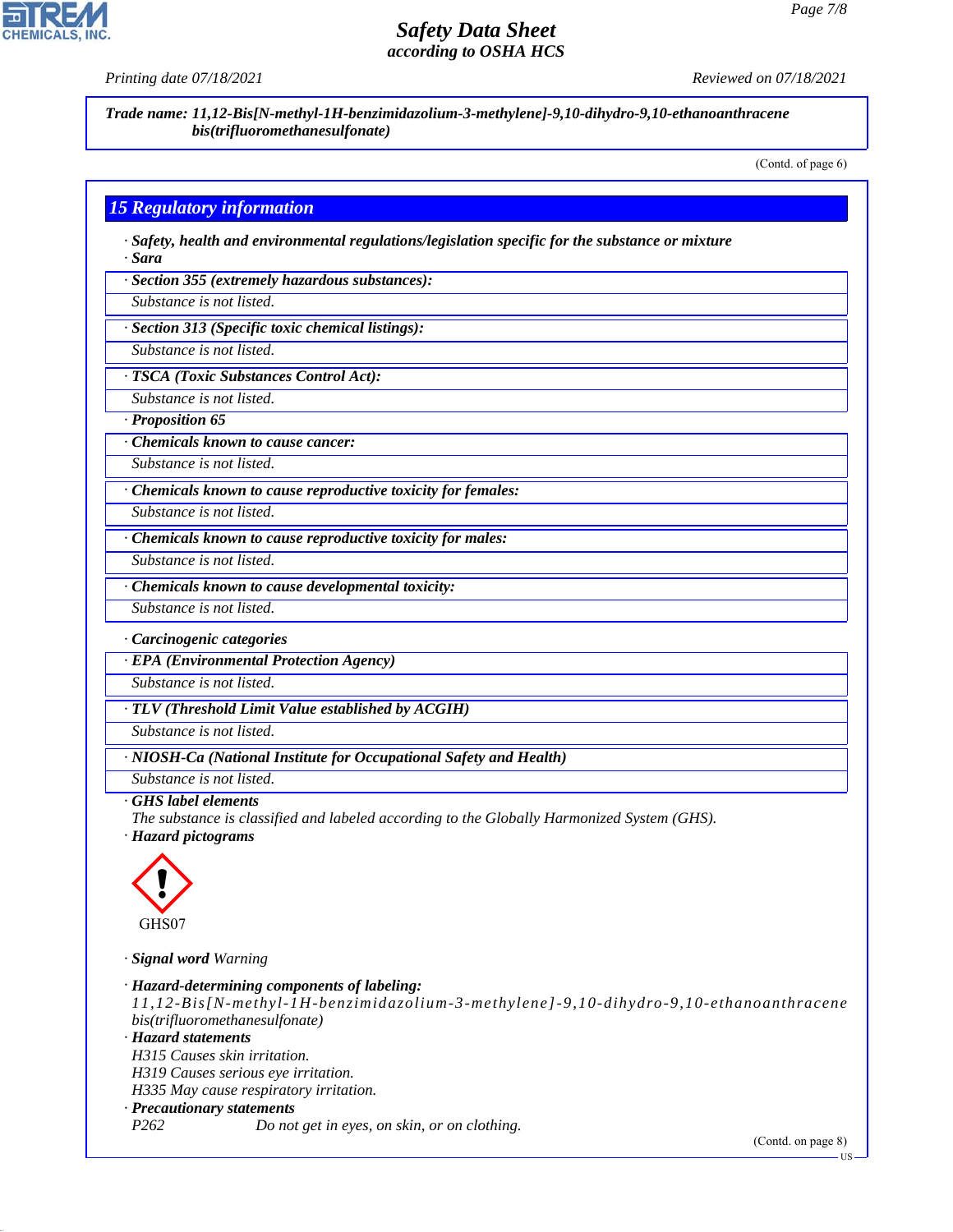# Safety Data Sheet
*according to OSHA HCS*

Printing date 07/18/2021 Reviewed on 07/18/2021

**Trade name: 11,12-Bis[N-methyl-1H-benzimidazolium-3-methylene]-9,10-dihydro-9,10-ethanoanthracene bis(trifluoromethanesulfonate)**

(Contd. of page 6)

## 15 Regulatory information

· **Safety, health and environmental regulations/legislation specific for the substance or mixture**
· **Sara**

· **Section 355 (extremely hazardous substances):**
Substance is not listed.

· **Section 313 (Specific toxic chemical listings):**
Substance is not listed.

· **TSCA (Toxic Substances Control Act):**
Substance is not listed.

· **Proposition 65**

· **Chemicals known to cause cancer:**
Substance is not listed.

· **Chemicals known to cause reproductive toxicity for females:**
Substance is not listed.

· **Chemicals known to cause reproductive toxicity for males:**
Substance is not listed.

· **Chemicals known to cause developmental toxicity:**
Substance is not listed.

· **Carcinogenic categories**

· **EPA (Environmental Protection Agency)**
Substance is not listed.

· **TLV (Threshold Limit Value established by ACGIH)**
Substance is not listed.

· **NIOSH-Ca (National Institute for Occupational Safety and Health)**
Substance is not listed.

· **GHS label elements**
The substance is classified and labeled according to the Globally Harmonized System (GHS).

· **Hazard pictograms**

GHS07

· **Signal word** Warning

· **Hazard-determining components of labeling:**
11,12-Bis[N-methyl-1H-benzimidazolium-3-methylene]-9,10-dihydro-9,10-ethanoanthracene bis(trifluoromethanesulfonate)

· **Hazard statements**
H315 Causes skin irritation.
H319 Causes serious eye irritation.
H335 May cause respiratory irritation.

· **Precautionary statements**
P262 Do not get in eyes, on skin, or on clothing.

(Contd. on page 8)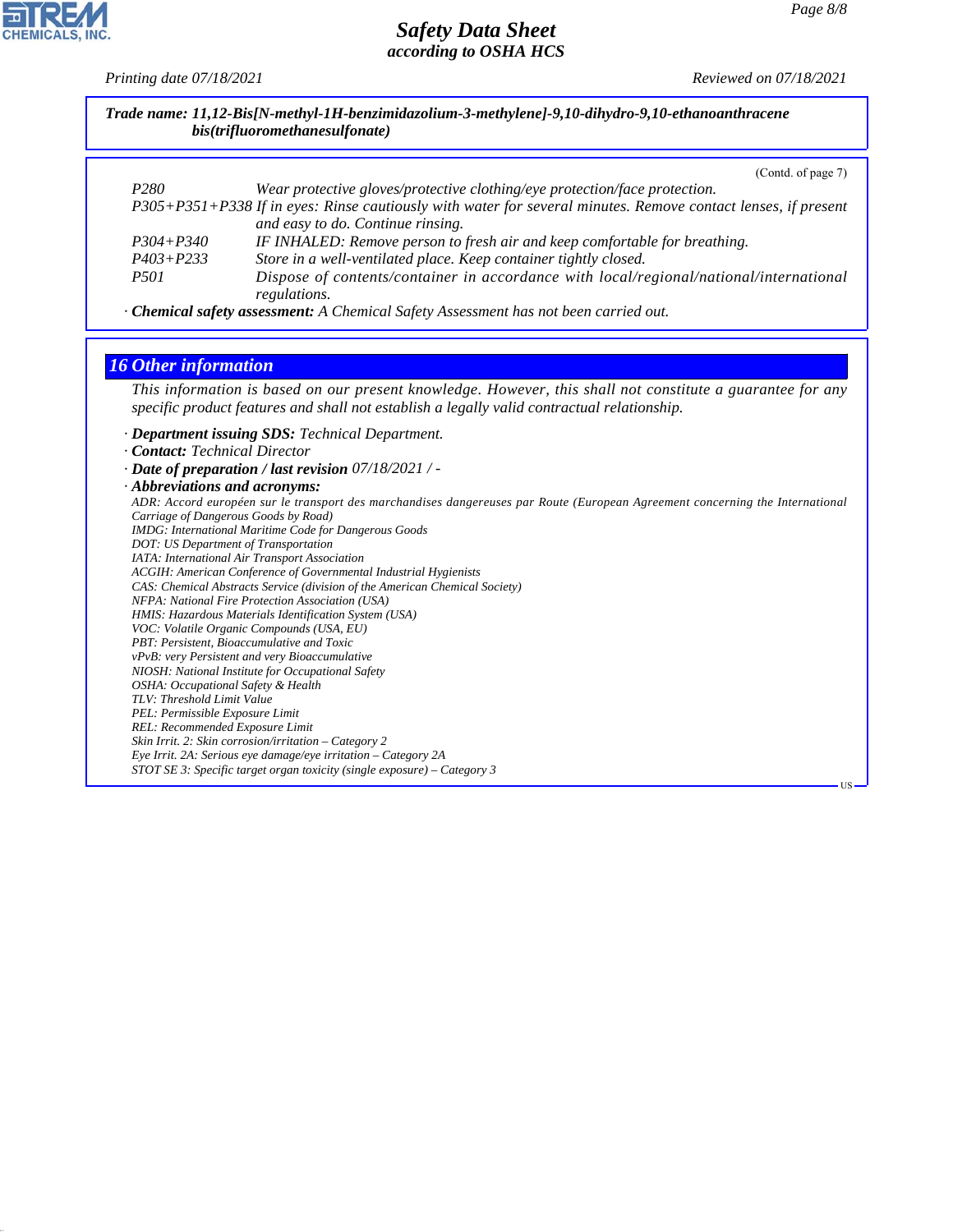**Trade name: 11,12-Bis[N-methyl-1H-benzimidazolium-3-methylene]-9,10-dihydro-9,10-ethanoanthracene bis(trifluoromethanesulfonate)**

(Contd. of page 7)

| | |
|---|---|
| P280 | Wear protective gloves/protective clothing/eye protection/face protection. |
| P305+P351+P338 | If in eyes: Rinse cautiously with water for several minutes. Remove contact lenses, if present and easy to do. Continue rinsing. |
| P304+P340 | IF INHALED: Remove person to fresh air and keep comfortable for breathing. |
| P403+P233 | Store in a well-ventilated place. Keep container tightly closed. |
| P501 | Dispose of contents/container in accordance with local/regional/national/international regulations. |

· **Chemical safety assessment:** A Chemical Safety Assessment has not been carried out.

## 16 Other information

This information is based on our present knowledge. However, this shall not constitute a guarantee for any specific product features and shall not establish a legally valid contractual relationship.

· **Department issuing SDS:** Technical Department.
· **Contact:** Technical Director
· **Date of preparation / last revision** 07/18/2021 / -
· **Abbreviations and acronyms:**

ADR: Accord européen sur le transport des marchandises dangereuses par Route (European Agreement concerning the International Carriage of Dangerous Goods by Road)
IMDG: International Maritime Code for Dangerous Goods
DOT: US Department of Transportation
IATA: International Air Transport Association
ACGIH: American Conference of Governmental Industrial Hygienists
CAS: Chemical Abstracts Service (division of the American Chemical Society)
NFPA: National Fire Protection Association (USA)
HMIS: Hazardous Materials Identification System (USA)
VOC: Volatile Organic Compounds (USA, EU)
PBT: Persistent, Bioaccumulative and Toxic
vPvB: very Persistent and very Bioaccumulative
NIOSH: National Institute for Occupational Safety
OSHA: Occupational Safety & Health
TLV: Threshold Limit Value
PEL: Permissible Exposure Limit
REL: Recommended Exposure Limit
Skin Irrit. 2: Skin corrosion/irritation – Category 2
Eye Irrit. 2A: Serious eye damage/eye irritation – Category 2A
STOT SE 3: Specific target organ toxicity (single exposure) – Category 3